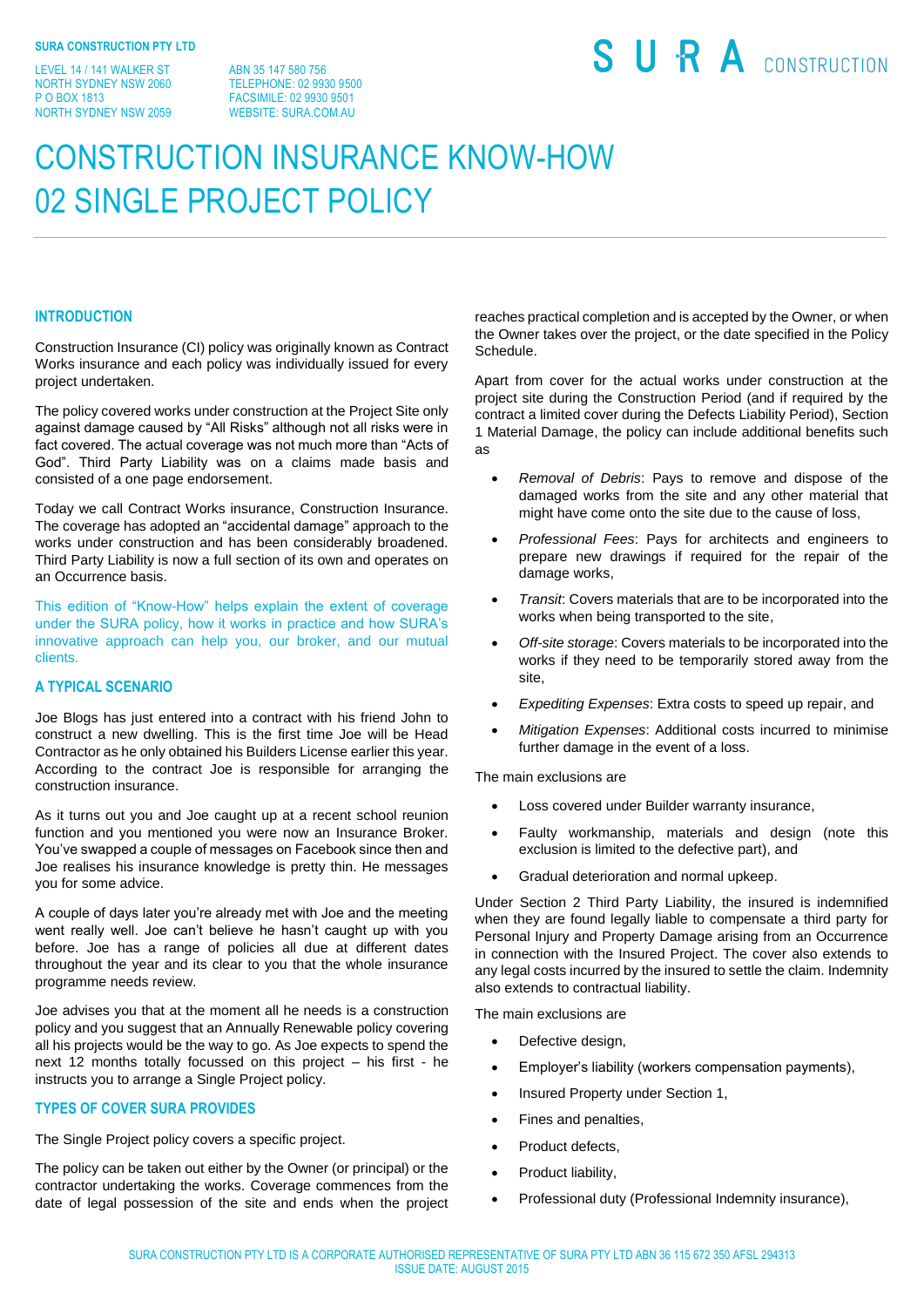**SURA CONSTRUCTION PTY LTD**

LEVEL 14 / 141 WALKER ST
NORTH SYDNEY NSW 2060
P O BOX 1813
NORTH SYDNEY NSW 2059

ABN 35 147 580 756
TELEPHONE: 02 9930 9500
FACSIMILE: 02 9930 9501
WEBSITE: SURA.COM.AU

SURA CONSTRUCTION

# CONSTRUCTION INSURANCE KNOW-HOW 02 SINGLE PROJECT POLICY

## INTRODUCTION

Construction Insurance (CI) policy was originally known as Contract Works insurance and each policy was individually issued for every project undertaken.

The policy covered works under construction at the Project Site only against damage caused by "All Risks" although not all risks were in fact covered. The actual coverage was not much more than "Acts of God". Third Party Liability was on a claims made basis and consisted of a one page endorsement.

Today we call Contract Works insurance, Construction Insurance. The coverage has adopted an "accidental damage" approach to the works under construction and has been considerably broadened. Third Party Liability is now a full section of its own and operates on an Occurrence basis.

This edition of "Know-How" helps explain the extent of coverage under the SURA policy, how it works in practice and how SURA's innovative approach can help you, our broker, and our mutual clients.

## A TYPICAL SCENARIO

Joe Blogs has just entered into a contract with his friend John to construct a new dwelling. This is the first time Joe will be Head Contractor as he only obtained his Builders License earlier this year. According to the contract Joe is responsible for arranging the construction insurance.

As it turns out you and Joe caught up at a recent school reunion function and you mentioned you were now an Insurance Broker. You've swapped a couple of messages on Facebook since then and Joe realises his insurance knowledge is pretty thin. He messages you for some advice.

A couple of days later you're already met with Joe and the meeting went really well. Joe can't believe he hasn't caught up with you before. Joe has a range of policies all due at different dates throughout the year and its clear to you that the whole insurance programme needs review.

Joe advises you that at the moment all he needs is a construction policy and you suggest that an Annually Renewable policy covering all his projects would be the way to go. As Joe expects to spend the next 12 months totally focussed on this project – his first - he instructs you to arrange a Single Project policy.

## TYPES OF COVER SURA PROVIDES

The Single Project policy covers a specific project.

The policy can be taken out either by the Owner (or principal) or the contractor undertaking the works. Coverage commences from the date of legal possession of the site and ends when the project reaches practical completion and is accepted by the Owner, or when the Owner takes over the project, or the date specified in the Policy Schedule.

Apart from cover for the actual works under construction at the project site during the Construction Period (and if required by the contract a limited cover during the Defects Liability Period), Section 1 Material Damage, the policy can include additional benefits such as

- *Removal of Debris*: Pays to remove and dispose of the damaged works from the site and any other material that might have come onto the site due to the cause of loss,
- *Professional Fees*: Pays for architects and engineers to prepare new drawings if required for the repair of the damage works,
- *Transit*: Covers materials that are to be incorporated into the works when being transported to the site,
- *Off-site storage*: Covers materials to be incorporated into the works if they need to be temporarily stored away from the site,
- *Expediting Expenses*: Extra costs to speed up repair, and
- *Mitigation Expenses*: Additional costs incurred to minimise further damage in the event of a loss.

The main exclusions are

- Loss covered under Builder warranty insurance,
- Faulty workmanship, materials and design (note this exclusion is limited to the defective part), and
- Gradual deterioration and normal upkeep.

Under Section 2 Third Party Liability, the insured is indemnified when they are found legally liable to compensate a third party for Personal Injury and Property Damage arising from an Occurrence in connection with the Insured Project. The cover also extends to any legal costs incurred by the insured to settle the claim. Indemnity also extends to contractual liability.

The main exclusions are

- Defective design,
- Employer's liability (workers compensation payments),
- Insured Property under Section 1,
- Fines and penalties,
- Product defects,
- Product liability,
- Professional duty (Professional Indemnity insurance),

SURA CONSTRUCTION PTY LTD IS A CORPORATE AUTHORISED REPRESENTATIVE OF SURA PTY LTD ABN 36 115 672 350 AFSL 294313
ISSUE DATE: AUGUST 2015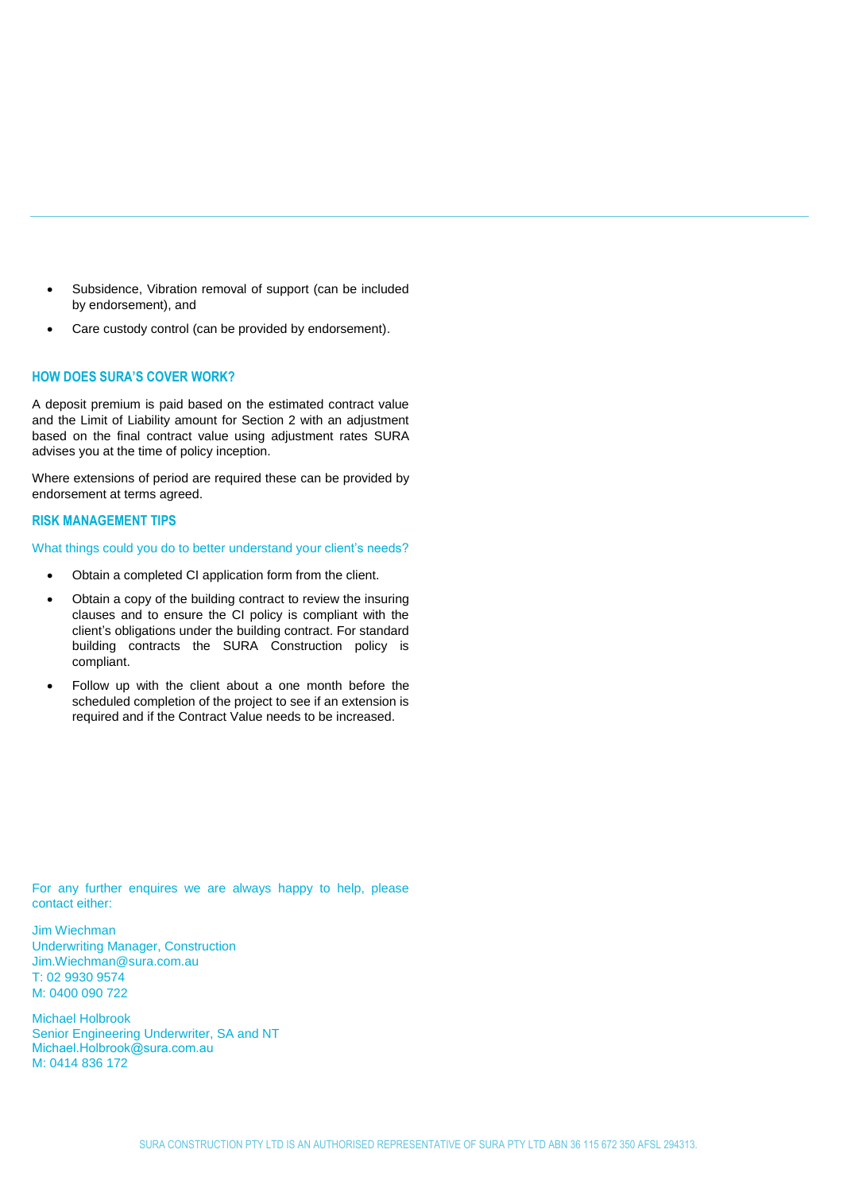- Subsidence, Vibration removal of support (can be included by endorsement), and
- Care custody control (can be provided by endorsement).

## HOW DOES SURA'S COVER WORK?

A deposit premium is paid based on the estimated contract value and the Limit of Liability amount for Section 2 with an adjustment based on the final contract value using adjustment rates SURA advises you at the time of policy inception.

Where extensions of period are required these can be provided by endorsement at terms agreed.

## RISK MANAGEMENT TIPS

What things could you do to better understand your client's needs?

- Obtain a completed CI application form from the client.
- Obtain a copy of the building contract to review the insuring clauses and to ensure the CI policy is compliant with the client's obligations under the building contract. For standard building contracts the SURA Construction policy is compliant.
- Follow up with the client about a one month before the scheduled completion of the project to see if an extension is required and if the Contract Value needs to be increased.

For any further enquires we are always happy to help, please contact either:

Jim Wiechman
Underwriting Manager, Construction
Jim.Wiechman@sura.com.au
T: 02 9930 9574
M: 0400 090 722

Michael Holbrook
Senior Engineering Underwriter, SA and NT
Michael.Holbrook@sura.com.au
M: 0414 836 172

SURA CONSTRUCTION PTY LTD IS AN AUTHORISED REPRESENTATIVE OF SURA PTY LTD ABN 36 115 672 350 AFSL 294313.